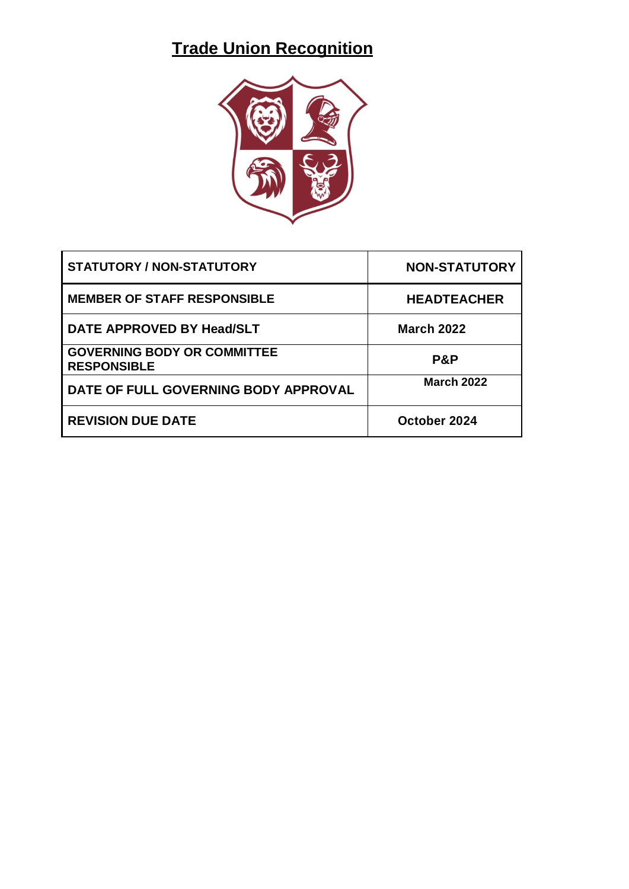# Trade Union Recognition

| STATUTORY / NON-STATUTORY | NON-STATUTORY |
|---|---|
| MEMBER OF STAFF RESPONSIBLE | HEADTEACHER |
| DATE APPROVED BY Head/SLT | March 2022 |
| GOVERNING BODY OR COMMITTEE RESPONSIBLE | P&P |
| DATE OF FULL GOVERNING BODY APPROVAL | March 2022 |
| REVISION DUE DATE | October 2024 |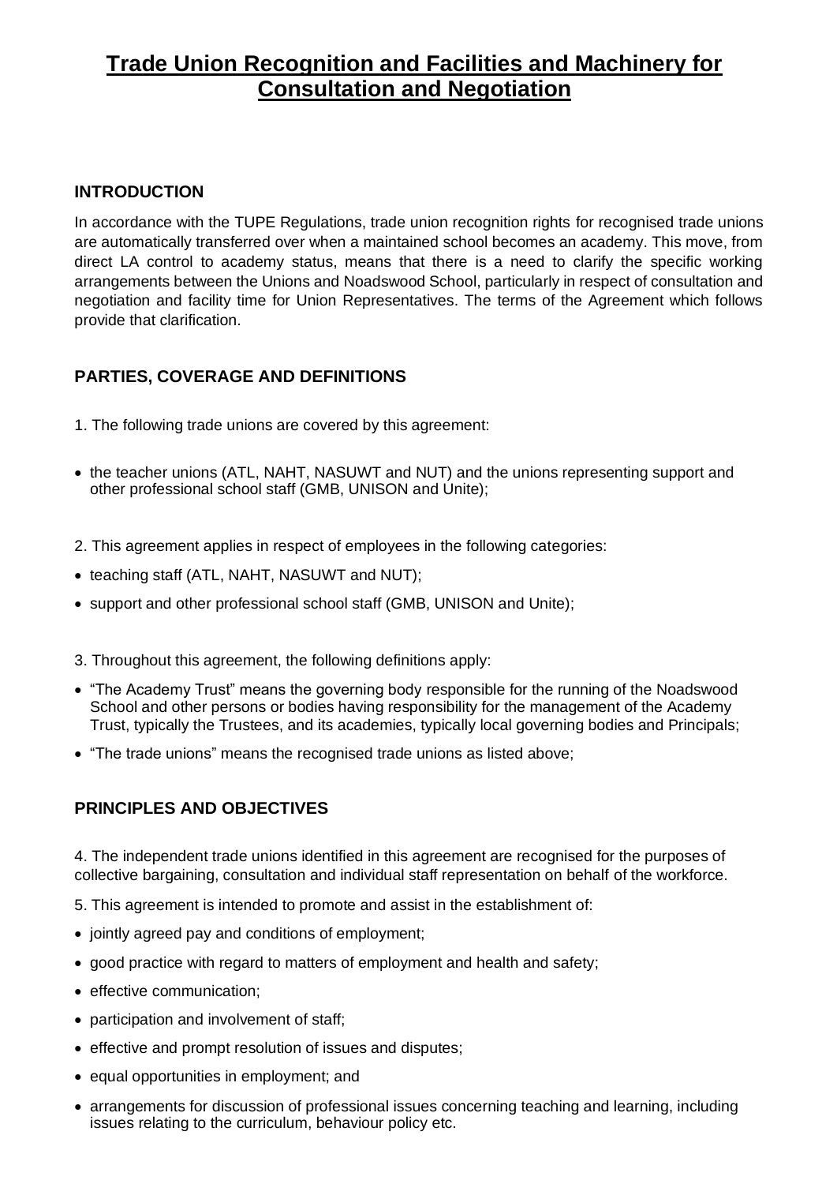# Trade Union Recognition and Facilities and Machinery for Consultation and Negotiation

## INTRODUCTION

In accordance with the TUPE Regulations, trade union recognition rights for recognised trade unions are automatically transferred over when a maintained school becomes an academy. This move, from direct LA control to academy status, means that there is a need to clarify the specific working arrangements between the Unions and Noadswood School, particularly in respect of consultation and negotiation and facility time for Union Representatives. The terms of the Agreement which follows provide that clarification.

## PARTIES, COVERAGE AND DEFINITIONS

1. The following trade unions are covered by this agreement:

- the teacher unions (ATL, NAHT, NASUWT and NUT) and the unions representing support and other professional school staff (GMB, UNISON and Unite);

2. This agreement applies in respect of employees in the following categories:

- teaching staff (ATL, NAHT, NASUWT and NUT);
- support and other professional school staff (GMB, UNISON and Unite);

3. Throughout this agreement, the following definitions apply:

- "The Academy Trust" means the governing body responsible for the running of the Noadswood School and other persons or bodies having responsibility for the management of the Academy Trust, typically the Trustees, and its academies, typically local governing bodies and Principals;
- "The trade unions" means the recognised trade unions as listed above;

## PRINCIPLES AND OBJECTIVES

4. The independent trade unions identified in this agreement are recognised for the purposes of collective bargaining, consultation and individual staff representation on behalf of the workforce.

5. This agreement is intended to promote and assist in the establishment of:

- jointly agreed pay and conditions of employment;
- good practice with regard to matters of employment and health and safety;
- effective communication;
- participation and involvement of staff;
- effective and prompt resolution of issues and disputes;
- equal opportunities in employment; and
- arrangements for discussion of professional issues concerning teaching and learning, including issues relating to the curriculum, behaviour policy etc.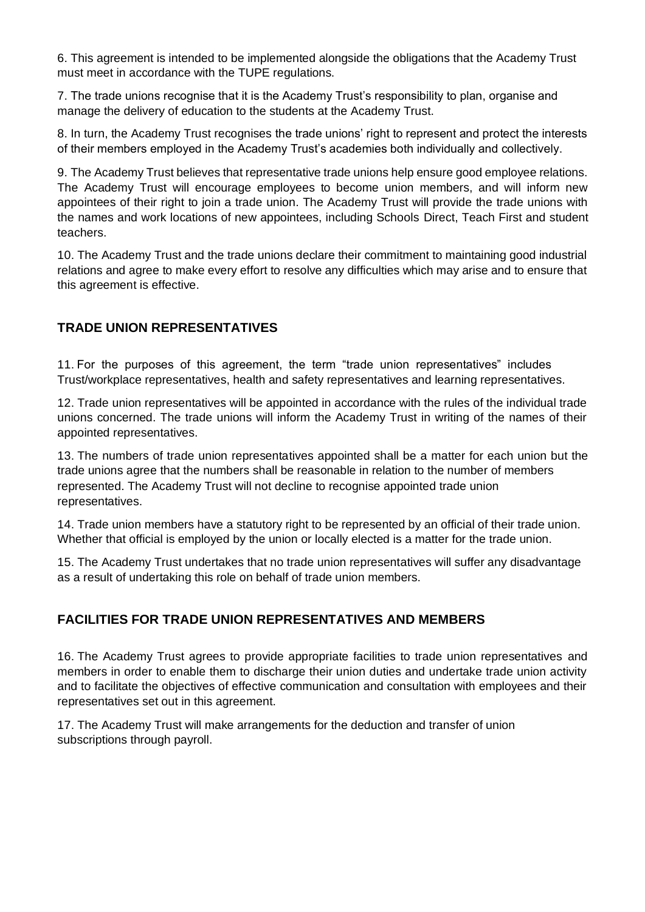6. This agreement is intended to be implemented alongside the obligations that the Academy Trust must meet in accordance with the TUPE regulations.

7. The trade unions recognise that it is the Academy Trust's responsibility to plan, organise and manage the delivery of education to the students at the Academy Trust.

8. In turn, the Academy Trust recognises the trade unions' right to represent and protect the interests of their members employed in the Academy Trust's academies both individually and collectively.

9. The Academy Trust believes that representative trade unions help ensure good employee relations. The Academy Trust will encourage employees to become union members, and will inform new appointees of their right to join a trade union. The Academy Trust will provide the trade unions with the names and work locations of new appointees, including Schools Direct, Teach First and student teachers.

10. The Academy Trust and the trade unions declare their commitment to maintaining good industrial relations and agree to make every effort to resolve any difficulties which may arise and to ensure that this agreement is effective.

## TRADE UNION REPRESENTATIVES

11. For the purposes of this agreement, the term "trade union representatives" includes Trust/workplace representatives, health and safety representatives and learning representatives.

12. Trade union representatives will be appointed in accordance with the rules of the individual trade unions concerned. The trade unions will inform the Academy Trust in writing of the names of their appointed representatives.

13. The numbers of trade union representatives appointed shall be a matter for each union but the trade unions agree that the numbers shall be reasonable in relation to the number of members represented. The Academy Trust will not decline to recognise appointed trade union representatives.

14. Trade union members have a statutory right to be represented by an official of their trade union. Whether that official is employed by the union or locally elected is a matter for the trade union.

15. The Academy Trust undertakes that no trade union representatives will suffer any disadvantage as a result of undertaking this role on behalf of trade union members.

## FACILITIES FOR TRADE UNION REPRESENTATIVES AND MEMBERS

16. The Academy Trust agrees to provide appropriate facilities to trade union representatives and members in order to enable them to discharge their union duties and undertake trade union activity and to facilitate the objectives of effective communication and consultation with employees and their representatives set out in this agreement.

17. The Academy Trust will make arrangements for the deduction and transfer of union subscriptions through payroll.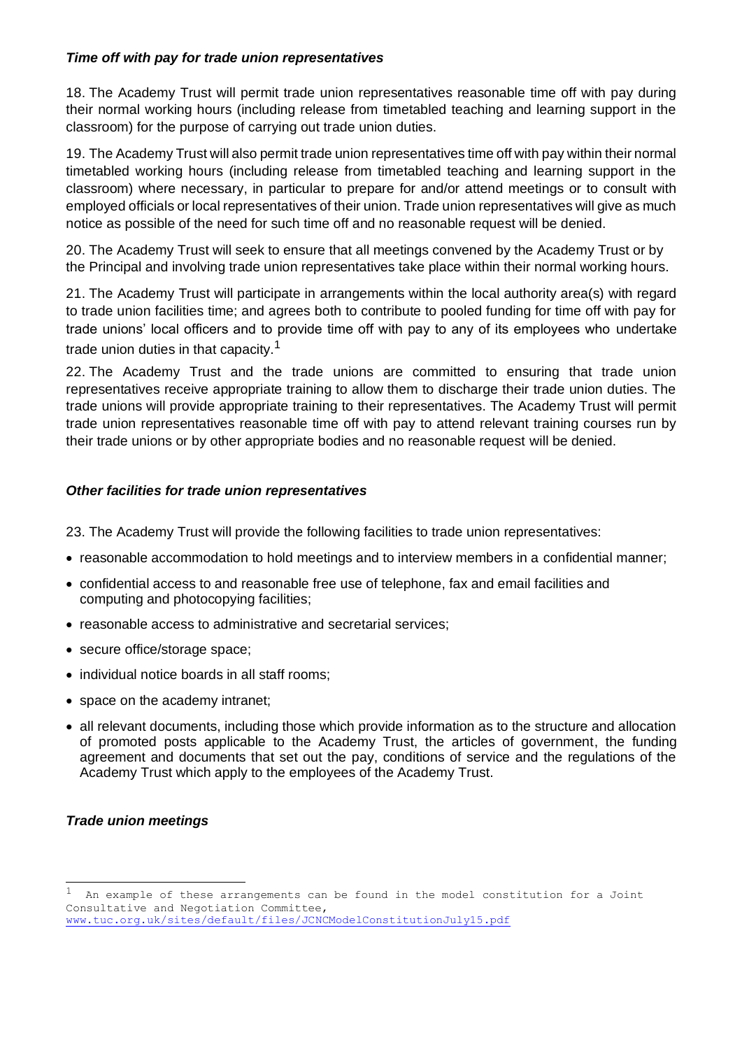### *Time off with pay for trade union representatives*

18. The Academy Trust will permit trade union representatives reasonable time off with pay during their normal working hours (including release from timetabled teaching and learning support in the classroom) for the purpose of carrying out trade union duties.

19. The Academy Trust will also permit trade union representatives time off with pay within their normal timetabled working hours (including release from timetabled teaching and learning support in the classroom) where necessary, in particular to prepare for and/or attend meetings or to consult with employed officials or local representatives of their union. Trade union representatives will give as much notice as possible of the need for such time off and no reasonable request will be denied.

20. The Academy Trust will seek to ensure that all meetings convened by the Academy Trust or by the Principal and involving trade union representatives take place within their normal working hours.

21. The Academy Trust will participate in arrangements within the local authority area(s) with regard to trade union facilities time; and agrees both to contribute to pooled funding for time off with pay for trade unions' local officers and to provide time off with pay to any of its employees who undertake trade union duties in that capacity.[1]

22. The Academy Trust and the trade unions are committed to ensuring that trade union representatives receive appropriate training to allow them to discharge their trade union duties. The trade unions will provide appropriate training to their representatives. The Academy Trust will permit trade union representatives reasonable time off with pay to attend relevant training courses run by their trade unions or by other appropriate bodies and no reasonable request will be denied.

### *Other facilities for trade union representatives*

23. The Academy Trust will provide the following facilities to trade union representatives:

- reasonable accommodation to hold meetings and to interview members in a confidential manner;
- confidential access to and reasonable free use of telephone, fax and email facilities and computing and photocopying facilities;
- reasonable access to administrative and secretarial services;
- secure office/storage space;
- individual notice boards in all staff rooms;
- space on the academy intranet;
- all relevant documents, including those which provide information as to the structure and allocation of promoted posts applicable to the Academy Trust, the articles of government, the funding agreement and documents that set out the pay, conditions of service and the regulations of the Academy Trust which apply to the employees of the Academy Trust.

### *Trade union meetings*

[1] An example of these arrangements can be found in the model constitution for a Joint Consultative and Negotiation Committee, www.tuc.org.uk/sites/default/files/JCNCModelConstitutionJuly15.pdf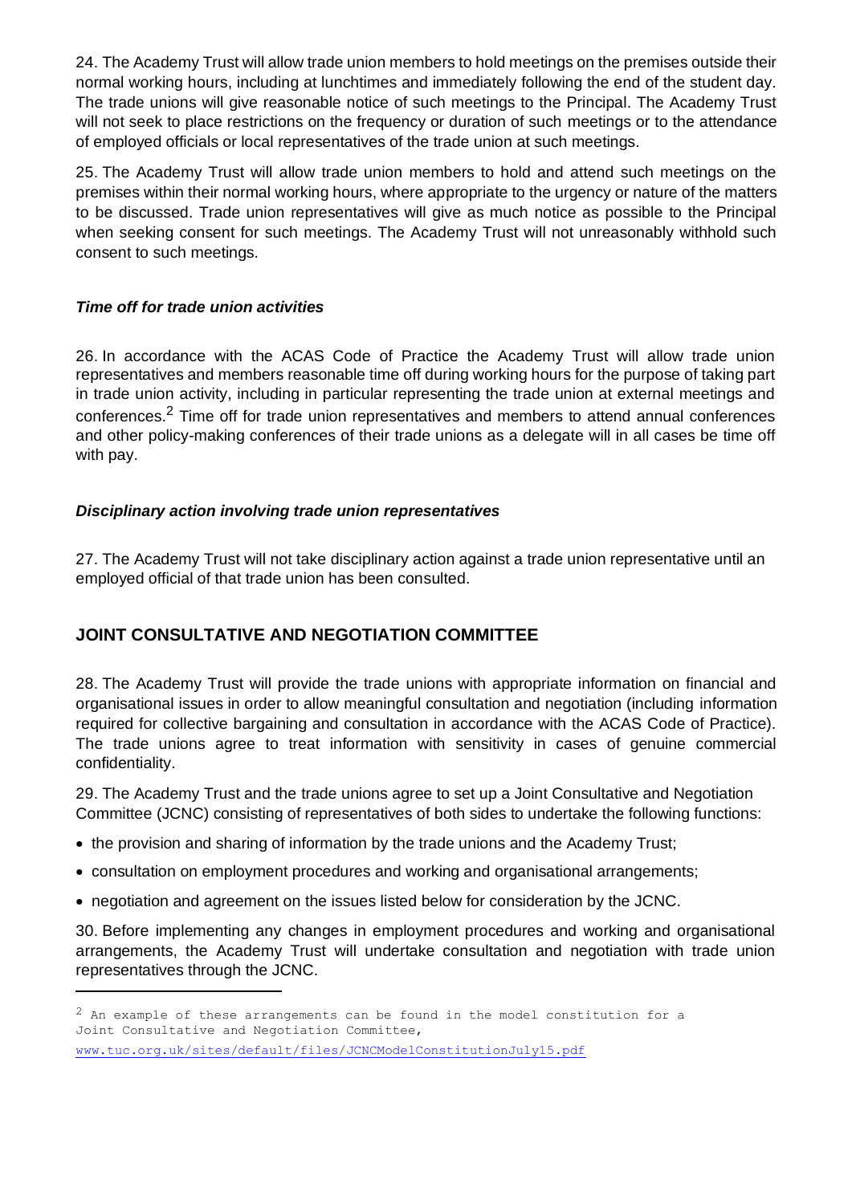24. The Academy Trust will allow trade union members to hold meetings on the premises outside their normal working hours, including at lunchtimes and immediately following the end of the student day. The trade unions will give reasonable notice of such meetings to the Principal. The Academy Trust will not seek to place restrictions on the frequency or duration of such meetings or to the attendance of employed officials or local representatives of the trade union at such meetings.

25. The Academy Trust will allow trade union members to hold and attend such meetings on the premises within their normal working hours, where appropriate to the urgency or nature of the matters to be discussed. Trade union representatives will give as much notice as possible to the Principal when seeking consent for such meetings. The Academy Trust will not unreasonably withhold such consent to such meetings.

***Time off for trade union activities***

26. In accordance with the ACAS Code of Practice the Academy Trust will allow trade union representatives and members reasonable time off during working hours for the purpose of taking part in trade union activity, including in particular representing the trade union at external meetings and conferences.[2] Time off for trade union representatives and members to attend annual conferences and other policy-making conferences of their trade unions as a delegate will in all cases be time off with pay.

***Disciplinary action involving trade union representatives***

27. The Academy Trust will not take disciplinary action against a trade union representative until an employed official of that trade union has been consulted.

## JOINT CONSULTATIVE AND NEGOTIATION COMMITTEE

28. The Academy Trust will provide the trade unions with appropriate information on financial and organisational issues in order to allow meaningful consultation and negotiation (including information required for collective bargaining and consultation in accordance with the ACAS Code of Practice). The trade unions agree to treat information with sensitivity in cases of genuine commercial confidentiality.

29. The Academy Trust and the trade unions agree to set up a Joint Consultative and Negotiation Committee (JCNC) consisting of representatives of both sides to undertake the following functions:

- the provision and sharing of information by the trade unions and the Academy Trust;
- consultation on employment procedures and working and organisational arrangements;
- negotiation and agreement on the issues listed below for consideration by the JCNC.

30. Before implementing any changes in employment procedures and working and organisational arrangements, the Academy Trust will undertake consultation and negotiation with trade union representatives through the JCNC.

---

[2] An example of these arrangements can be found in the model constitution for a Joint Consultative and Negotiation Committee, www.tuc.org.uk/sites/default/files/JCNCModelConstitutionJuly15.pdf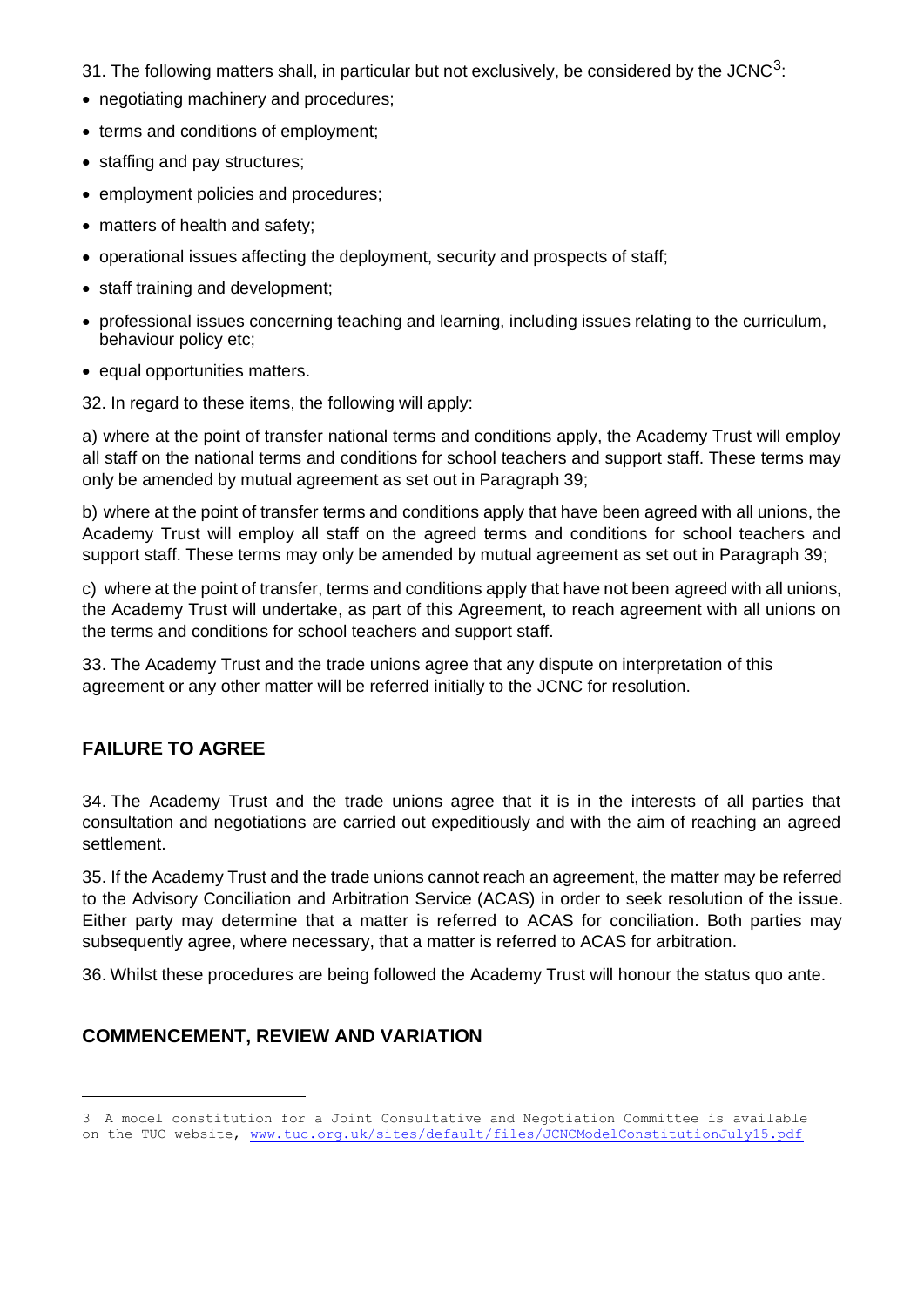31. The following matters shall, in particular but not exclusively, be considered by the JCNC[3]:

- negotiating machinery and procedures;
- terms and conditions of employment;
- staffing and pay structures;
- employment policies and procedures;
- matters of health and safety;
- operational issues affecting the deployment, security and prospects of staff;
- staff training and development;
- professional issues concerning teaching and learning, including issues relating to the curriculum, behaviour policy etc;
- equal opportunities matters.

32. In regard to these items, the following will apply:

a) where at the point of transfer national terms and conditions apply, the Academy Trust will employ all staff on the national terms and conditions for school teachers and support staff. These terms may only be amended by mutual agreement as set out in Paragraph 39;

b) where at the point of transfer terms and conditions apply that have been agreed with all unions, the Academy Trust will employ all staff on the agreed terms and conditions for school teachers and support staff. These terms may only be amended by mutual agreement as set out in Paragraph 39;

c) where at the point of transfer, terms and conditions apply that have not been agreed with all unions, the Academy Trust will undertake, as part of this Agreement, to reach agreement with all unions on the terms and conditions for school teachers and support staff.

33. The Academy Trust and the trade unions agree that any dispute on interpretation of this agreement or any other matter will be referred initially to the JCNC for resolution.

## FAILURE TO AGREE

34. The Academy Trust and the trade unions agree that it is in the interests of all parties that consultation and negotiations are carried out expeditiously and with the aim of reaching an agreed settlement.

35. If the Academy Trust and the trade unions cannot reach an agreement, the matter may be referred to the Advisory Conciliation and Arbitration Service (ACAS) in order to seek resolution of the issue. Either party may determine that a matter is referred to ACAS for conciliation. Both parties may subsequently agree, where necessary, that a matter is referred to ACAS for arbitration.

36. Whilst these procedures are being followed the Academy Trust will honour the status quo ante.

## COMMENCEMENT, REVIEW AND VARIATION

---

[3] A model constitution for a Joint Consultative and Negotiation Committee is available on the TUC website, www.tuc.org.uk/sites/default/files/JCNCModelConstitutionJuly15.pdf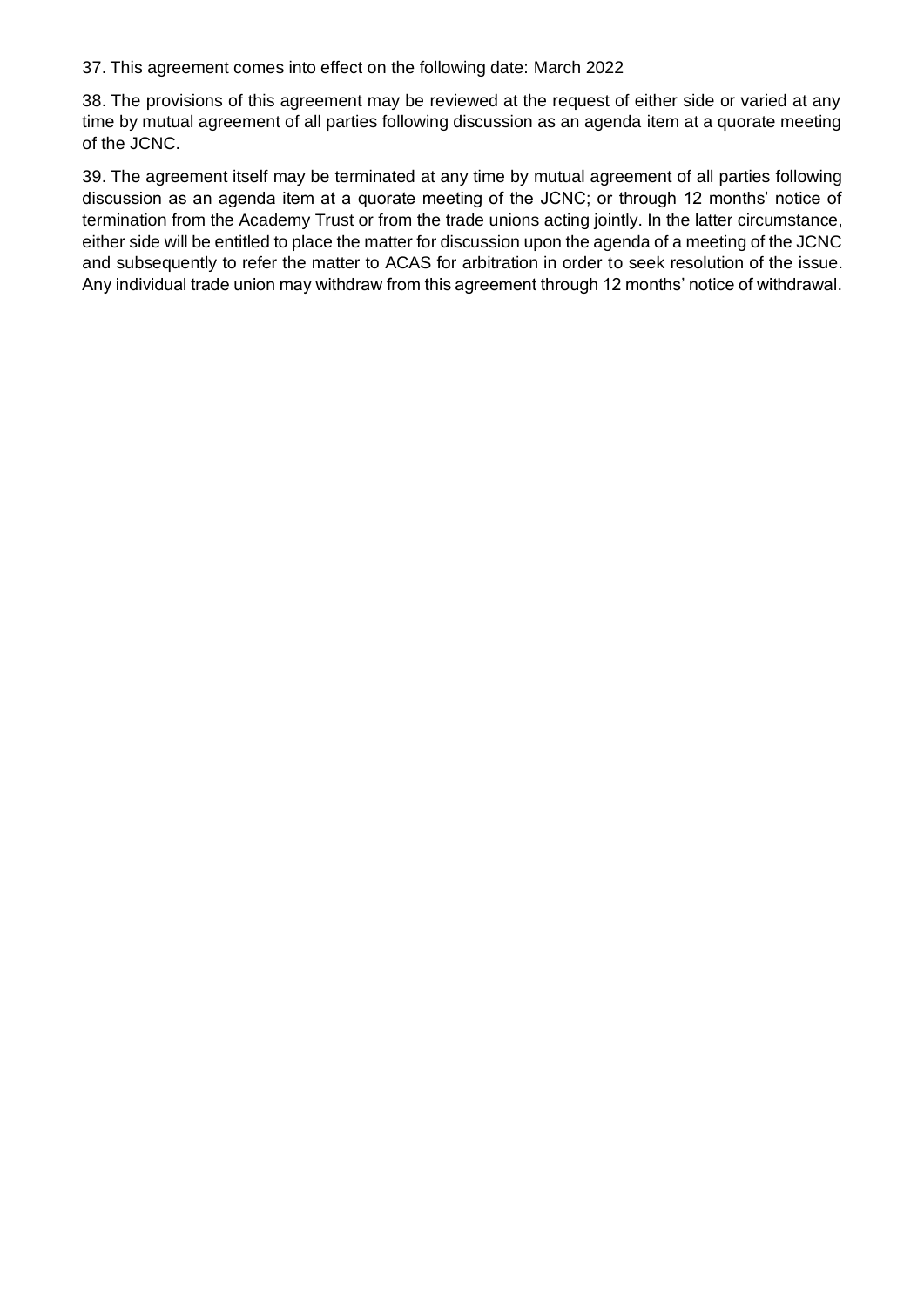37. This agreement comes into effect on the following date: March 2022

38. The provisions of this agreement may be reviewed at the request of either side or varied at any time by mutual agreement of all parties following discussion as an agenda item at a quorate meeting of the JCNC.

39. The agreement itself may be terminated at any time by mutual agreement of all parties following discussion as an agenda item at a quorate meeting of the JCNC; or through 12 months' notice of termination from the Academy Trust or from the trade unions acting jointly. In the latter circumstance, either side will be entitled to place the matter for discussion upon the agenda of a meeting of the JCNC and subsequently to refer the matter to ACAS for arbitration in order to seek resolution of the issue. Any individual trade union may withdraw from this agreement through 12 months' notice of withdrawal.